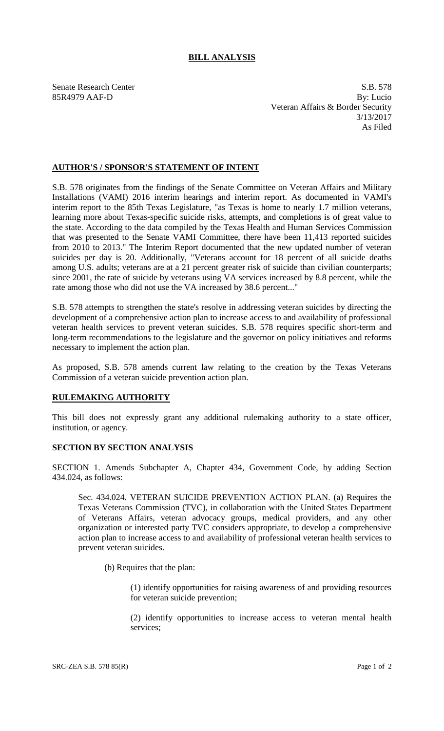# BILL ANALYSIS

Senate Research Center S.B. 578
85R4979 AAF-D By: Lucio
Veteran Affairs & Border Security
3/13/2017
As Filed

## AUTHOR'S / SPONSOR'S STATEMENT OF INTENT

S.B. 578 originates from the findings of the Senate Committee on Veteran Affairs and Military Installations (VAMI) 2016 interim hearings and interim report. As documented in VAMI's interim report to the 85th Texas Legislature, "as Texas is home to nearly 1.7 million veterans, learning more about Texas-specific suicide risks, attempts, and completions is of great value to the state. According to the data compiled by the Texas Health and Human Services Commission that was presented to the Senate VAMI Committee, there have been 11,413 reported suicides from 2010 to 2013." The Interim Report documented that the new updated number of veteran suicides per day is 20. Additionally, "Veterans account for 18 percent of all suicide deaths among U.S. adults; veterans are at a 21 percent greater risk of suicide than civilian counterparts; since 2001, the rate of suicide by veterans using VA services increased by 8.8 percent, while the rate among those who did not use the VA increased by 38.6 percent..."

S.B. 578 attempts to strengthen the state's resolve in addressing veteran suicides by directing the development of a comprehensive action plan to increase access to and availability of professional veteran health services to prevent veteran suicides. S.B. 578 requires specific short-term and long-term recommendations to the legislature and the governor on policy initiatives and reforms necessary to implement the action plan.

As proposed, S.B. 578 amends current law relating to the creation by the Texas Veterans Commission of a veteran suicide prevention action plan.

## RULEMAKING AUTHORITY

This bill does not expressly grant any additional rulemaking authority to a state officer, institution, or agency.

## SECTION BY SECTION ANALYSIS

SECTION 1. Amends Subchapter A, Chapter 434, Government Code, by adding Section 434.024, as follows:

Sec. 434.024. VETERAN SUICIDE PREVENTION ACTION PLAN. (a) Requires the Texas Veterans Commission (TVC), in collaboration with the United States Department of Veterans Affairs, veteran advocacy groups, medical providers, and any other organization or interested party TVC considers appropriate, to develop a comprehensive action plan to increase access to and availability of professional veteran health services to prevent veteran suicides.

(b) Requires that the plan:

(1) identify opportunities for raising awareness of and providing resources for veteran suicide prevention;

(2) identify opportunities to increase access to veteran mental health services;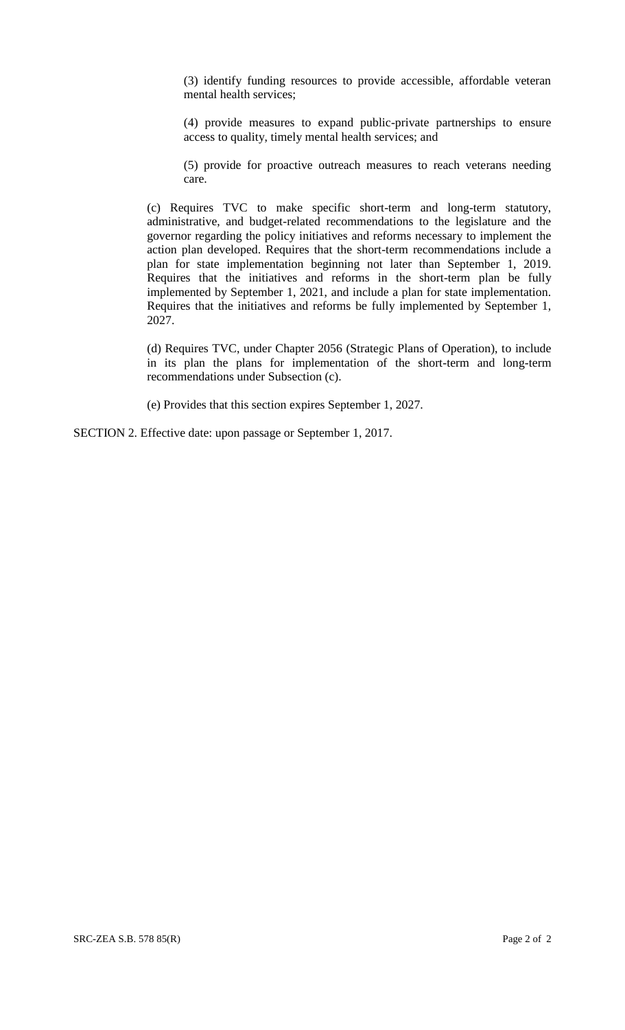(3) identify funding resources to provide accessible, affordable veteran mental health services;

(4) provide measures to expand public-private partnerships to ensure access to quality, timely mental health services; and

(5) provide for proactive outreach measures to reach veterans needing care.

(c) Requires TVC to make specific short-term and long-term statutory, administrative, and budget-related recommendations to the legislature and the governor regarding the policy initiatives and reforms necessary to implement the action plan developed. Requires that the short-term recommendations include a plan for state implementation beginning not later than September 1, 2019. Requires that the initiatives and reforms in the short-term plan be fully implemented by September 1, 2021, and include a plan for state implementation. Requires that the initiatives and reforms be fully implemented by September 1, 2027.

(d) Requires TVC, under Chapter 2056 (Strategic Plans of Operation), to include in its plan the plans for implementation of the short-term and long-term recommendations under Subsection (c).

(e) Provides that this section expires September 1, 2027.

SECTION 2. Effective date: upon passage or September 1, 2017.

SRC-ZEA S.B. 578 85(R)